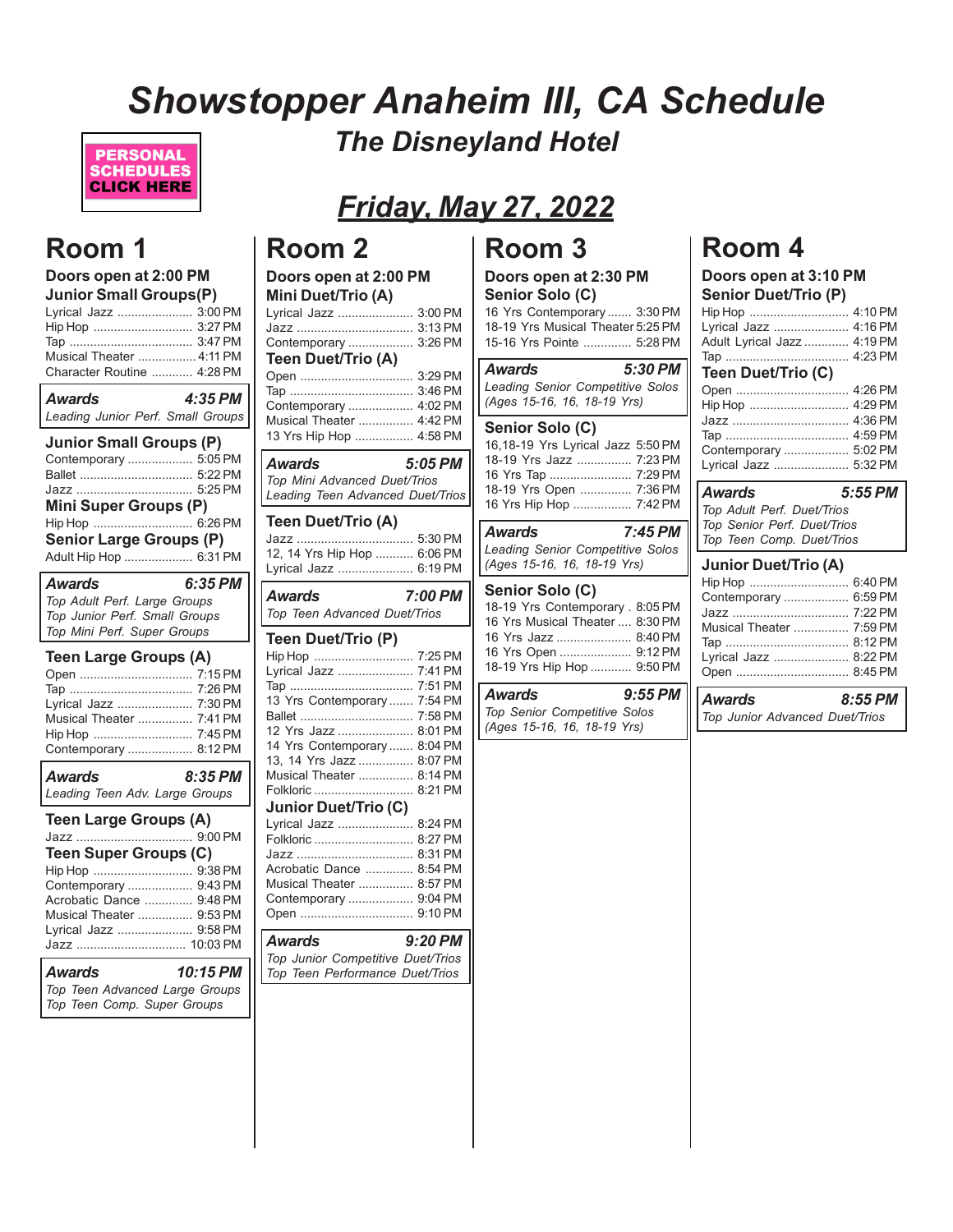# Showstopper Anaheim III, CA Schedule

## The Disneyland Hotel

PERSONAL SCHEDULES CLICK HERE

## Friday, May 27, 2022

## Room 1

**Doors open at 2:00 PM**

### Junior Small Groups(P)

- Lyrical Jazz .......... 3:00 PM
- Hip Hop .......... 3:27 PM
- Tap .......... 3:47 PM
- Musical Theater .......... 4:11 PM
- Character Routine .......... 4:28 PM

***Awards 4:35 PM***
*Leading Junior Perf. Small Groups*

### Junior Small Groups (P)

- Contemporary .......... 5:05 PM
- Ballet .......... 5:22 PM
- Jazz .......... 5:25 PM

### Mini Super Groups (P)

- Hip Hop .......... 6:26 PM

### Senior Large Groups (P)

- Adult Hip Hop .......... 6:31 PM

***Awards 6:35 PM***
*Top Adult Perf. Large Groups*
*Top Junior Perf. Small Groups*
*Top Mini Perf. Super Groups*

### Teen Large Groups (A)

- Open .......... 7:15 PM
- Tap .......... 7:26 PM
- Lyrical Jazz .......... 7:30 PM
- Musical Theater .......... 7:41 PM
- Hip Hop .......... 7:45 PM
- Contemporary .......... 8:12 PM

***Awards 8:35 PM***
*Leading Teen Adv. Large Groups*

### Teen Large Groups (A)

- Jazz .......... 9:00 PM

### Teen Super Groups (C)

- Hip Hop .......... 9:38 PM
- Contemporary .......... 9:43 PM
- Acrobatic Dance .......... 9:48 PM
- Musical Theater .......... 9:53 PM
- Lyrical Jazz .......... 9:58 PM
- Jazz .......... 10:03 PM

***Awards 10:15 PM***
*Top Teen Advanced Large Groups*
*Top Teen Comp. Super Groups*

## Room 2

**Doors open at 2:00 PM**

### Mini Duet/Trio (A)

- Lyrical Jazz .......... 3:00 PM
- Jazz .......... 3:13 PM
- Contemporary .......... 3:26 PM

### Teen Duet/Trio (A)

- Open .......... 3:29 PM
- Tap .......... 3:46 PM
- Contemporary .......... 4:02 PM
- Musical Theater .......... 4:42 PM
- 13 Yrs Hip Hop .......... 4:58 PM

***Awards 5:05 PM***
*Top Mini Advanced Duet/Trios*
*Leading Teen Advanced Duet/Trios*

### Teen Duet/Trio (A)

- Jazz .......... 5:30 PM
- 12, 14 Yrs Hip Hop .......... 6:06 PM
- Lyrical Jazz .......... 6:19 PM

***Awards 7:00 PM***
*Top Teen Advanced Duet/Trios*

### Teen Duet/Trio (P)

- Hip Hop .......... 7:25 PM
- Lyrical Jazz .......... 7:41 PM
- Tap .......... 7:51 PM
- 13 Yrs Contemporary .......... 7:54 PM
- Ballet .......... 7:58 PM
- 12 Yrs Jazz .......... 8:01 PM
- 14 Yrs Contemporary .......... 8:04 PM
- 13, 14 Yrs Jazz .......... 8:07 PM
- Musical Theater .......... 8:14 PM
- Folkloric .......... 8:21 PM

### Junior Duet/Trio (C)

- Lyrical Jazz .......... 8:24 PM
- Folkloric .......... 8:27 PM
- Jazz .......... 8:31 PM
- Acrobatic Dance .......... 8:54 PM
- Musical Theater .......... 8:57 PM
- Contemporary .......... 9:04 PM
- Open .......... 9:10 PM

***Awards 9:20 PM***
*Top Junior Competitive Duet/Trios*
*Top Teen Performance Duet/Trios*

## Room 3

**Doors open at 2:30 PM**

### Senior Solo (C)

- 16 Yrs Contemporary .......... 3:30 PM
- 18-19 Yrs Musical Theater .......... 5:25 PM
- 15-16 Yrs Pointe .......... 5:28 PM

***Awards 5:30 PM***
*Leading Senior Competitive Solos (Ages 15-16, 16, 18-19 Yrs)*

### Senior Solo (C)

- 16,18-19 Yrs Lyrical Jazz .......... 5:50 PM
- 18-19 Yrs Jazz .......... 7:23 PM
- 16 Yrs Tap .......... 7:29 PM
- 18-19 Yrs Open .......... 7:36 PM
- 16 Yrs Hip Hop .......... 7:42 PM

***Awards 7:45 PM***
*Leading Senior Competitive Solos (Ages 15-16, 16, 18-19 Yrs)*

### Senior Solo (C)

- 18-19 Yrs Contemporary .......... 8:05 PM
- 16 Yrs Musical Theater .......... 8:30 PM
- 16 Yrs Jazz .......... 8:40 PM
- 16 Yrs Open .......... 9:12 PM
- 18-19 Yrs Hip Hop .......... 9:50 PM

***Awards 9:55 PM***
*Top Senior Competitive Solos (Ages 15-16, 16, 18-19 Yrs)*

## Room 4

**Doors open at 3:10 PM**

### Senior Duet/Trio (P)

- Hip Hop .......... 4:10 PM
- Lyrical Jazz .......... 4:16 PM
- Adult Lyrical Jazz .......... 4:19 PM
- Tap .......... 4:23 PM

### Teen Duet/Trio (C)

- Open .......... 4:26 PM
- Hip Hop .......... 4:29 PM
- Jazz .......... 4:36 PM
- Tap .......... 4:59 PM
- Contemporary .......... 5:02 PM
- Lyrical Jazz .......... 5:32 PM

***Awards 5:55 PM***
*Top Adult Perf. Duet/Trios*
*Top Senior Perf. Duet/Trios*
*Top Teen Comp. Duet/Trios*

### Junior Duet/Trio (A)

- Hip Hop .......... 6:40 PM
- Contemporary .......... 6:59 PM
- Jazz .......... 7:22 PM
- Musical Theater .......... 7:59 PM
- Tap .......... 8:12 PM
- Lyrical Jazz .......... 8:22 PM
- Open .......... 8:45 PM

***Awards 8:55 PM***
*Top Junior Advanced Duet/Trios*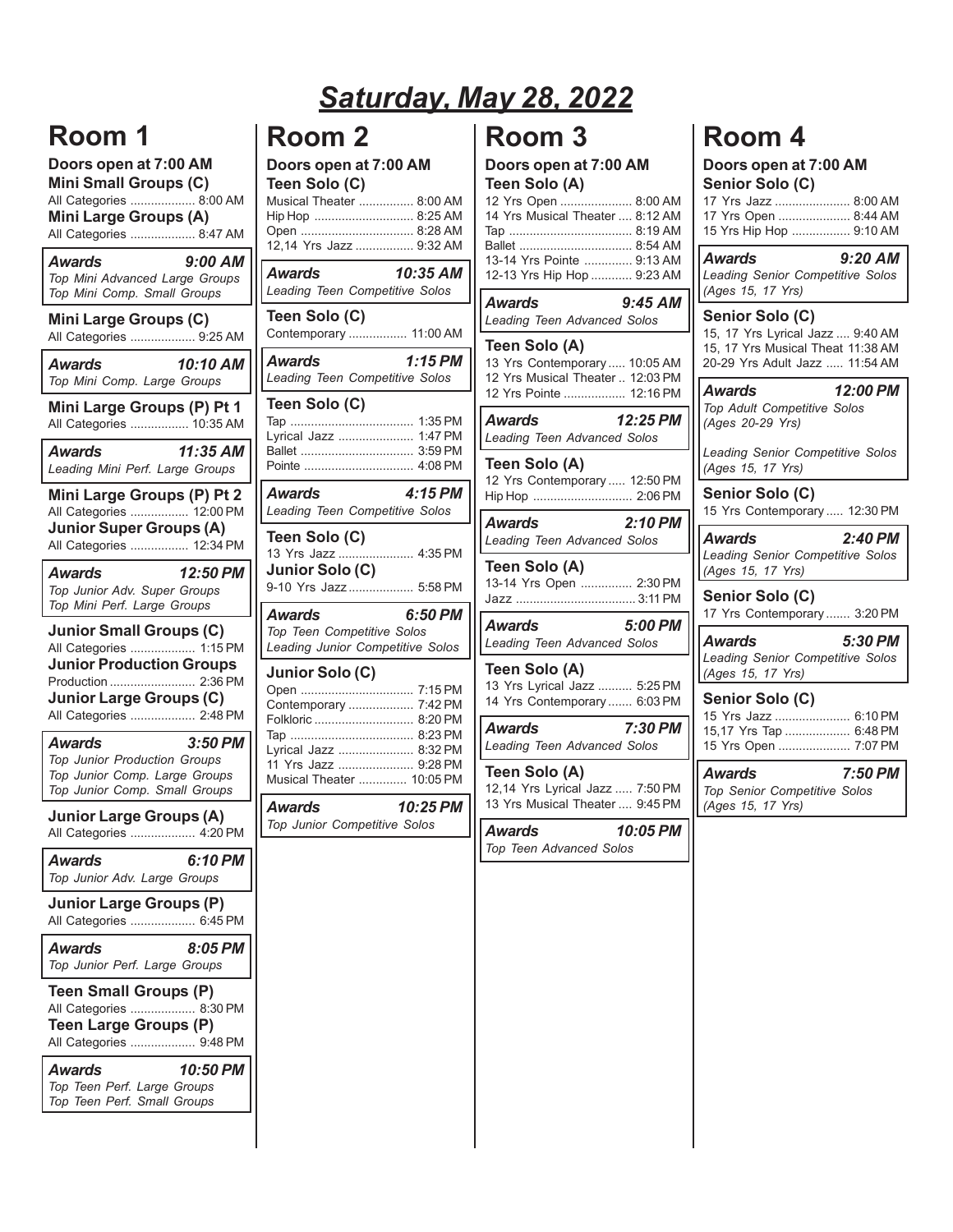# Saturday, May 28, 2022

## Room 1

**Doors open at 7:00 AM**

**Mini Small Groups (C)**
All Categories .................. 8:00 AM

**Mini Large Groups (A)**
All Categories .................. 8:47 AM

***Awards 9:00 AM***
*Top Mini Advanced Large Groups*
*Top Mini Comp. Small Groups*

**Mini Large Groups (C)**
All Categories .................. 9:25 AM

***Awards 10:10 AM***
*Top Mini Comp. Large Groups*

**Mini Large Groups (P) Pt 1**
All Categories ................ 10:35 AM

***Awards 11:35 AM***
*Leading Mini Perf. Large Groups*

**Mini Large Groups (P) Pt 2**
All Categories ................ 12:00 PM

**Junior Super Groups (A)**
All Categories ................ 12:34 PM

***Awards 12:50 PM***
*Top Junior Adv. Super Groups*
*Top Mini Perf. Large Groups*

**Junior Small Groups (C)**
All Categories .................. 1:15 PM

**Junior Production Groups**
Production ........................ 2:36 PM

**Junior Large Groups (C)**
All Categories .................. 2:48 PM

***Awards 3:50 PM***
*Top Junior Production Groups*
*Top Junior Comp. Large Groups*
*Top Junior Comp. Small Groups*

**Junior Large Groups (A)**
All Categories .................. 4:20 PM

***Awards 6:10 PM***
*Top Junior Adv. Large Groups*

**Junior Large Groups (P)**
All Categories .................. 6:45 PM

***Awards 8:05 PM***
*Top Junior Perf. Large Groups*

**Teen Small Groups (P)**
All Categories .................. 8:30 PM

**Teen Large Groups (P)**
All Categories .................. 9:48 PM

***Awards 10:50 PM***
*Top Teen Perf. Large Groups*
*Top Teen Perf. Small Groups*

## Room 2

**Doors open at 7:00 AM**

**Teen Solo (C)**
Musical Theater ................ 8:00 AM
Hip Hop ............................ 8:25 AM
Open ................................ 8:28 AM
12,14 Yrs Jazz ................. 9:32 AM

***Awards 10:35 AM***
*Leading Teen Competitive Solos*

**Teen Solo (C)**
Contemporary ................. 11:00 AM

***Awards 1:15 PM***
*Leading Teen Competitive Solos*

**Teen Solo (C)**
Tap .................................... 1:35 PM
Lyrical Jazz ...................... 1:47 PM
Ballet ................................ 3:59 PM
Pointe ............................... 4:08 PM

***Awards 4:15 PM***
*Leading Teen Competitive Solos*

**Teen Solo (C)**
13 Yrs Jazz ...................... 4:35 PM

**Junior Solo (C)**
9-10 Yrs Jazz ................... 5:58 PM

***Awards 6:50 PM***
*Top Teen Competitive Solos*
*Leading Junior Competitive Solos*

**Junior Solo (C)**
Open ................................ 7:15 PM
Contemporary ................... 7:42 PM
Folkloric ............................ 8:20 PM
Tap .................................... 8:23 PM
Lyrical Jazz ...................... 8:32 PM
11 Yrs Jazz ...................... 9:28 PM
Musical Theater .............. 10:05 PM

***Awards 10:25 PM***
*Top Junior Competitive Solos*

## Room 3

**Doors open at 7:00 AM**

**Teen Solo (A)**
12 Yrs Open ..................... 8:00 AM
14 Yrs Musical Theater .... 8:12 AM
Tap .................................... 8:19 AM
Ballet ................................ 8:54 AM
13-14 Yrs Pointe .............. 9:13 AM
12-13 Yrs Hip Hop ............ 9:23 AM

***Awards 9:45 AM***
*Leading Teen Advanced Solos*

**Teen Solo (A)**
13 Yrs Contemporary ..... 10:05 AM
12 Yrs Musical Theater .. 12:03 PM
12 Yrs Pointe .................. 12:16 PM

***Awards 12:25 PM***
*Leading Teen Advanced Solos*

**Teen Solo (A)**
12 Yrs Contemporary ..... 12:50 PM
Hip Hop ............................. 2:06 PM

***Awards 2:10 PM***
*Leading Teen Advanced Solos*

**Teen Solo (A)**
13-14 Yrs Open ............... 2:30 PM
Jazz ................................... 3:11 PM

***Awards 5:00 PM***
*Leading Teen Advanced Solos*

**Teen Solo (A)**
13 Yrs Lyrical Jazz .......... 5:25 PM
14 Yrs Contemporary ....... 6:03 PM

***Awards 7:30 PM***
*Leading Teen Advanced Solos*

**Teen Solo (A)**
12,14 Yrs Lyrical Jazz ..... 7:50 PM
13 Yrs Musical Theater .... 9:45 PM

***Awards 10:05 PM***
*Top Teen Advanced Solos*

## Room 4

**Doors open at 7:00 AM**

**Senior Solo (C)**
17 Yrs Jazz ...................... 8:00 AM
17 Yrs Open ..................... 8:44 AM
15 Yrs Hip Hop ................. 9:10 AM

***Awards 9:20 AM***
*Leading Senior Competitive Solos (Ages 15, 17 Yrs)*

**Senior Solo (C)**
15, 17 Yrs Lyrical Jazz .... 9:40 AM
15, 17 Yrs Musical Theat 11:38 AM
20-29 Yrs Adult Jazz ..... 11:54 AM

***Awards 12:00 PM***
*Top Adult Competitive Solos (Ages 20-29 Yrs)*

*Leading Senior Competitive Solos (Ages 15, 17 Yrs)*

**Senior Solo (C)**
15 Yrs Contemporary ..... 12:30 PM

***Awards 2:40 PM***
*Leading Senior Competitive Solos (Ages 15, 17 Yrs)*

**Senior Solo (C)**
17 Yrs Contemporary ....... 3:20 PM

***Awards 5:30 PM***
*Leading Senior Competitive Solos (Ages 15, 17 Yrs)*

**Senior Solo (C)**
15 Yrs Jazz ...................... 6:10 PM
15,17 Yrs Tap ................... 6:48 PM
15 Yrs Open ..................... 7:07 PM

***Awards 7:50 PM***
*Top Senior Competitive Solos (Ages 15, 17 Yrs)*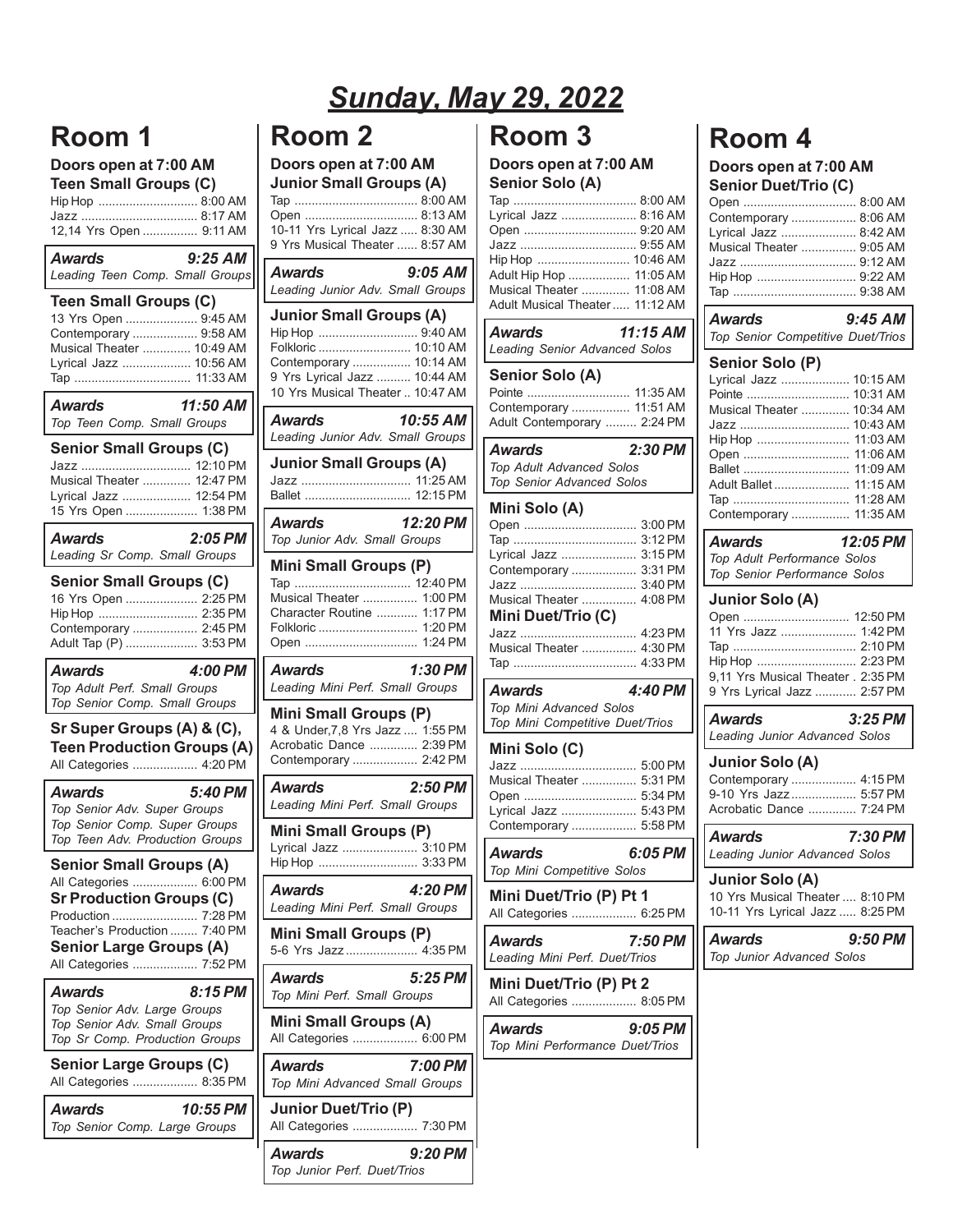# *Sunday, May 29, 2022*

## Room 1

**Doors open at 7:00 AM**

### Teen Small Groups (C)

- Hip Hop .......... 8:00 AM
- Jazz .......... 8:17 AM
- 12,14 Yrs Open .......... 9:11 AM

***Awards 9:25 AM***
*Leading Teen Comp. Small Groups*

### Teen Small Groups (C)

- 13 Yrs Open .......... 9:45 AM
- Contemporary .......... 9:58 AM
- Musical Theater .......... 10:49 AM
- Lyrical Jazz .......... 10:56 AM
- Tap .......... 11:33 AM

***Awards 11:50 AM***
*Top Teen Comp. Small Groups*

### Senior Small Groups (C)

- Jazz .......... 12:10 PM
- Musical Theater .......... 12:47 PM
- Lyrical Jazz .......... 12:54 PM
- 15 Yrs Open .......... 1:38 PM

***Awards 2:05 PM***
*Leading Sr Comp. Small Groups*

### Senior Small Groups (C)

- 16 Yrs Open .......... 2:25 PM
- Hip Hop .......... 2:35 PM
- Contemporary .......... 2:45 PM
- Adult Tap (P) .......... 3:53 PM

***Awards 4:00 PM***
*Top Adult Perf. Small Groups*
*Top Senior Comp. Small Groups*

### Sr Super Groups (A) & (C), Teen Production Groups (A)

- All Categories .......... 4:20 PM

***Awards 5:40 PM***
*Top Senior Adv. Super Groups*
*Top Senior Comp. Super Groups*
*Top Teen Adv. Production Groups*

### Senior Small Groups (A)

- All Categories .......... 6:00 PM

### Sr Production Groups (C)

- Production .......... 7:28 PM
- Teacher's Production .......... 7:40 PM

### Senior Large Groups (A)

- All Categories .......... 7:52 PM

***Awards 8:15 PM***
*Top Senior Adv. Large Groups*
*Top Senior Adv. Small Groups*
*Top Sr Comp. Production Groups*

### Senior Large Groups (C)

- All Categories .......... 8:35 PM

***Awards 10:55 PM***
*Top Senior Comp. Large Groups*

## Room 2

**Doors open at 7:00 AM**

### Junior Small Groups (A)

- Tap .......... 8:00 AM
- Open .......... 8:13 AM
- 10-11 Yrs Lyrical Jazz .......... 8:30 AM
- 9 Yrs Musical Theater .......... 8:57 AM

***Awards 9:05 AM***
*Leading Junior Adv. Small Groups*

### Junior Small Groups (A)

- Hip Hop .......... 9:40 AM
- Folkloric .......... 10:10 AM
- Contemporary .......... 10:14 AM
- 9 Yrs Lyrical Jazz .......... 10:44 AM
- 10 Yrs Musical Theater .......... 10:47 AM

***Awards 10:55 AM***
*Leading Junior Adv. Small Groups*

### Junior Small Groups (A)

- Jazz .......... 11:25 AM
- Ballet .......... 12:15 PM

***Awards 12:20 PM***
*Top Junior Adv. Small Groups*

### Mini Small Groups (P)

- Tap .......... 12:40 PM
- Musical Theater .......... 1:00 PM
- Character Routine .......... 1:17 PM
- Folkloric .......... 1:20 PM
- Open .......... 1:24 PM

***Awards 1:30 PM***
*Leading Mini Perf. Small Groups*

### Mini Small Groups (P)

- 4 & Under,7,8 Yrs Jazz .......... 1:55 PM
- Acrobatic Dance .......... 2:39 PM
- Contemporary .......... 2:42 PM

***Awards 2:50 PM***
*Leading Mini Perf. Small Groups*

### Mini Small Groups (P)

- Lyrical Jazz .......... 3:10 PM
- Hip Hop .......... 3:33 PM

***Awards 4:20 PM***
*Leading Mini Perf. Small Groups*

### Mini Small Groups (P)

- 5-6 Yrs Jazz .......... 4:35 PM

***Awards 5:25 PM***
*Top Mini Perf. Small Groups*

### Mini Small Groups (A)

- All Categories .......... 6:00 PM

***Awards 7:00 PM***
*Top Mini Advanced Small Groups*

### Junior Duet/Trio (P)

- All Categories .......... 7:30 PM

***Awards 9:20 PM***
*Top Junior Perf. Duet/Trios*

## Room 3

**Doors open at 7:00 AM**

### Senior Solo (A)

- Tap .......... 8:00 AM
- Lyrical Jazz .......... 8:16 AM
- Open .......... 9:20 AM
- Jazz .......... 9:55 AM
- Hip Hop .......... 10:46 AM
- Adult Hip Hop .......... 11:05 AM
- Musical Theater .......... 11:08 AM
- Adult Musical Theater .......... 11:12 AM

***Awards 11:15 AM***
*Leading Senior Advanced Solos*

### Senior Solo (A)

- Pointe .......... 11:35 AM
- Contemporary .......... 11:51 AM
- Adult Contemporary .......... 2:24 PM

***Awards 2:30 PM***
*Top Adult Advanced Solos*
*Top Senior Advanced Solos*

### Mini Solo (A)

- Open .......... 3:00 PM
- Tap .......... 3:12 PM
- Lyrical Jazz .......... 3:15 PM
- Contemporary .......... 3:31 PM
- Jazz .......... 3:40 PM
- Musical Theater .......... 4:08 PM

### Mini Duet/Trio (C)

- Jazz .......... 4:23 PM
- Musical Theater .......... 4:30 PM
- Tap .......... 4:33 PM

***Awards 4:40 PM***
*Top Mini Advanced Solos*
*Top Mini Competitive Duet/Trios*

### Mini Solo (C)

- Jazz .......... 5:00 PM
- Musical Theater .......... 5:31 PM
- Open .......... 5:34 PM
- Lyrical Jazz .......... 5:43 PM
- Contemporary .......... 5:58 PM

***Awards 6:05 PM***
*Top Mini Competitive Solos*

### Mini Duet/Trio (P) Pt 1

- All Categories .......... 6:25 PM

***Awards 7:50 PM***
*Leading Mini Perf. Duet/Trios*

### Mini Duet/Trio (P) Pt 2

- All Categories .......... 8:05 PM

***Awards 9:05 PM***
*Top Mini Performance Duet/Trios*

## Room 4

**Doors open at 7:00 AM**

### Senior Duet/Trio (C)

- Open .......... 8:00 AM
- Contemporary .......... 8:06 AM
- Lyrical Jazz .......... 8:42 AM
- Musical Theater .......... 9:05 AM
- Jazz .......... 9:12 AM
- Hip Hop .......... 9:22 AM
- Tap .......... 9:38 AM

***Awards 9:45 AM***
*Top Senior Competitive Duet/Trios*

### Senior Solo (P)

- Lyrical Jazz .......... 10:15 AM
- Pointe .......... 10:31 AM
- Musical Theater .......... 10:34 AM
- Jazz .......... 10:43 AM
- Hip Hop .......... 11:03 AM
- Open .......... 11:06 AM
- Ballet .......... 11:09 AM
- Adult Ballet .......... 11:15 AM
- Tap .......... 11:28 AM
- Contemporary .......... 11:35 AM

***Awards 12:05 PM***
*Top Adult Performance Solos*
*Top Senior Performance Solos*

### Junior Solo (A)

- Open .......... 12:50 PM
- 11 Yrs Jazz .......... 1:42 PM
- Tap .......... 2:10 PM
- Hip Hop .......... 2:23 PM
- 9,11 Yrs Musical Theater .......... 2:35 PM
- 9 Yrs Lyrical Jazz .......... 2:57 PM

***Awards 3:25 PM***
*Leading Junior Advanced Solos*

### Junior Solo (A)

- Contemporary .......... 4:15 PM
- 9-10 Yrs Jazz .......... 5:57 PM
- Acrobatic Dance .......... 7:24 PM

***Awards 7:30 PM***
*Leading Junior Advanced Solos*

### Junior Solo (A)

- 10 Yrs Musical Theater .......... 8:10 PM
- 10-11 Yrs Lyrical Jazz .......... 8:25 PM

***Awards 9:50 PM***
*Top Junior Advanced Solos*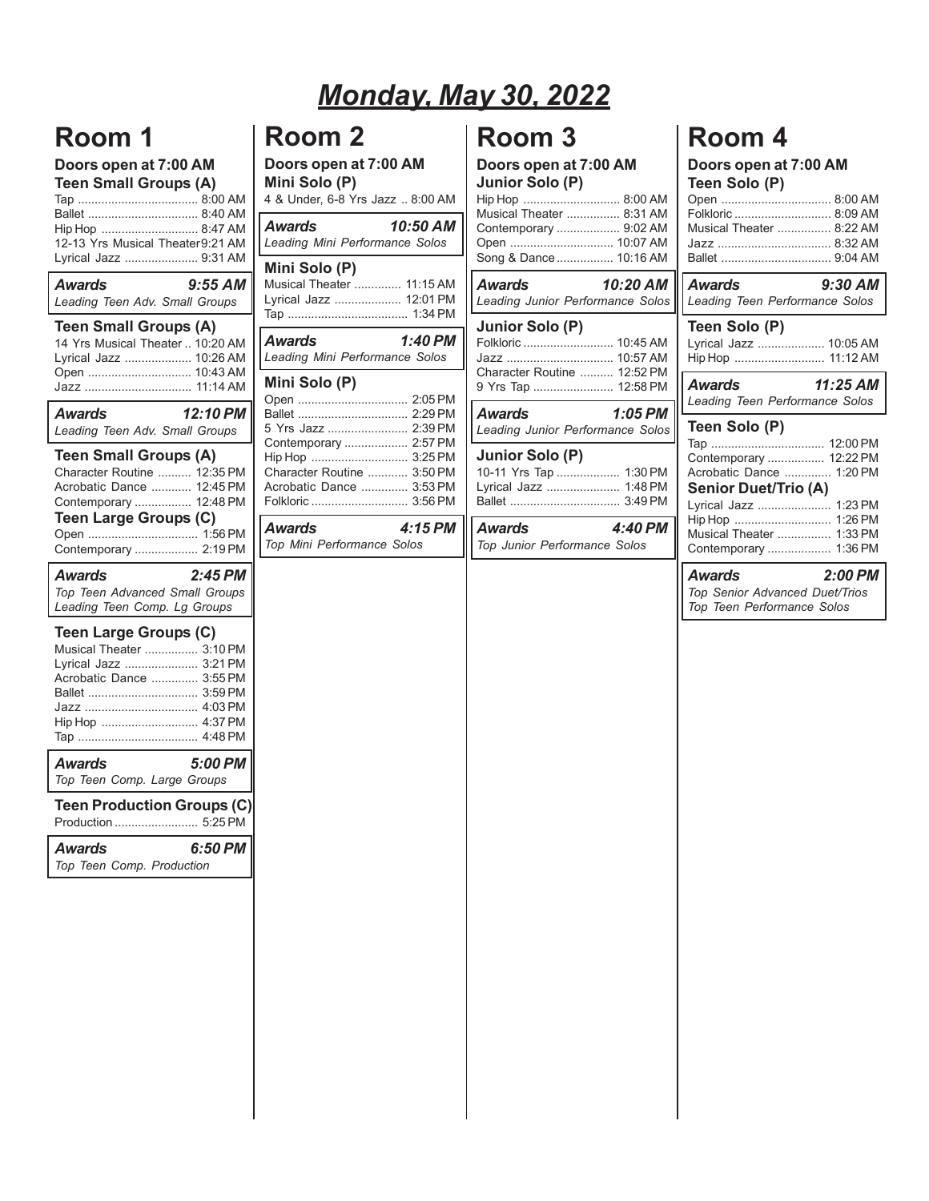# Monday, May 30, 2022

## Room 1

**Doors open at 7:00 AM**

### Teen Small Groups (A)

Tap .................................... 8:00 AM
Ballet ................................. 8:40 AM
Hip Hop ............................. 8:47 AM
12-13 Yrs Musical Theater 9:21 AM
Lyrical Jazz ...................... 9:31 AM

***Awards 9:55 AM***
*Leading Teen Adv. Small Groups*

### Teen Small Groups (A)

14 Yrs Musical Theater .. 10:20 AM
Lyrical Jazz .................... 10:26 AM
Open ............................... 10:43 AM
Jazz ................................ 11:14 AM

***Awards 12:10 PM***
*Leading Teen Adv. Small Groups*

### Teen Small Groups (A)

Character Routine .......... 12:35 PM
Acrobatic Dance ............ 12:45 PM
Contemporary ................. 12:48 PM

### Teen Large Groups (C)

Open ................................. 1:56 PM
Contemporary ................... 2:19 PM

***Awards 2:45 PM***
*Top Teen Advanced Small Groups*
*Leading Teen Comp. Lg Groups*

### Teen Large Groups (C)

Musical Theater ................ 3:10 PM
Lyrical Jazz ...................... 3:21 PM
Acrobatic Dance .............. 3:55 PM
Ballet ................................. 3:59 PM
Jazz ................................. 4:03 PM
Hip Hop ............................. 4:37 PM
Tap .................................... 4:48 PM

***Awards 5:00 PM***
*Top Teen Comp. Large Groups*

### Teen Production Groups (C)

Production ......................... 5:25 PM

***Awards 6:50 PM***
*Top Teen Comp. Production*

## Room 2

**Doors open at 7:00 AM**

### Mini Solo (P)

4 & Under, 6-8 Yrs Jazz .. 8:00 AM

***Awards 10:50 AM***
*Leading Mini Performance Solos*

### Mini Solo (P)

Musical Theater .............. 11:15 AM
Lyrical Jazz .................... 12:01 PM
Tap .................................... 1:34 PM

***Awards 1:40 PM***
*Leading Mini Performance Solos*

### Mini Solo (P)

Open ................................. 2:05 PM
Ballet ................................. 2:29 PM
5 Yrs Jazz ........................ 2:39 PM
Contemporary ................... 2:57 PM
Hip Hop ............................. 3:25 PM
Character Routine ............ 3:50 PM
Acrobatic Dance .............. 3:53 PM
Folkloric ............................. 3:56 PM

***Awards 4:15 PM***
*Top Mini Performance Solos*

## Room 3

**Doors open at 7:00 AM**

### Junior Solo (P)

Hip Hop ............................. 8:00 AM
Musical Theater ................ 8:31 AM
Contemporary ................... 9:02 AM
Open ............................... 10:07 AM
Song & Dance ................. 10:16 AM

***Awards 10:20 AM***
*Leading Junior Performance Solos*

### Junior Solo (P)

Folkloric ........................... 10:45 AM
Jazz ................................ 10:57 AM
Character Routine .......... 12:52 PM
9 Yrs Tap ........................ 12:58 PM

***Awards 1:05 PM***
*Leading Junior Performance Solos*

### Junior Solo (P)

10-11 Yrs Tap ................... 1:30 PM
Lyrical Jazz ...................... 1:48 PM
Ballet ................................. 3:49 PM

***Awards 4:40 PM***
*Top Junior Performance Solos*

## Room 4

**Doors open at 7:00 AM**

### Teen Solo (P)

Open ................................. 8:00 AM
Folkloric ............................. 8:09 AM
Musical Theater ................ 8:22 AM
Jazz .................................. 8:32 AM
Ballet ................................. 9:04 AM

***Awards 9:30 AM***
*Leading Teen Performance Solos*

### Teen Solo (P)

Lyrical Jazz .................... 10:05 AM
Hip Hop ........................... 11:12 AM

***Awards 11:25 AM***
*Leading Teen Performance Solos*

### Teen Solo (P)

Tap .................................. 12:00 PM
Contemporary ................. 12:22 PM
Acrobatic Dance .............. 1:20 PM

### Senior Duet/Trio (A)

Lyrical Jazz ...................... 1:23 PM
Hip Hop ............................. 1:26 PM
Musical Theater ................ 1:33 PM
Contemporary ................... 1:36 PM

***Awards 2:00 PM***
*Top Senior Advanced Duet/Trios*
*Top Teen Performance Solos*